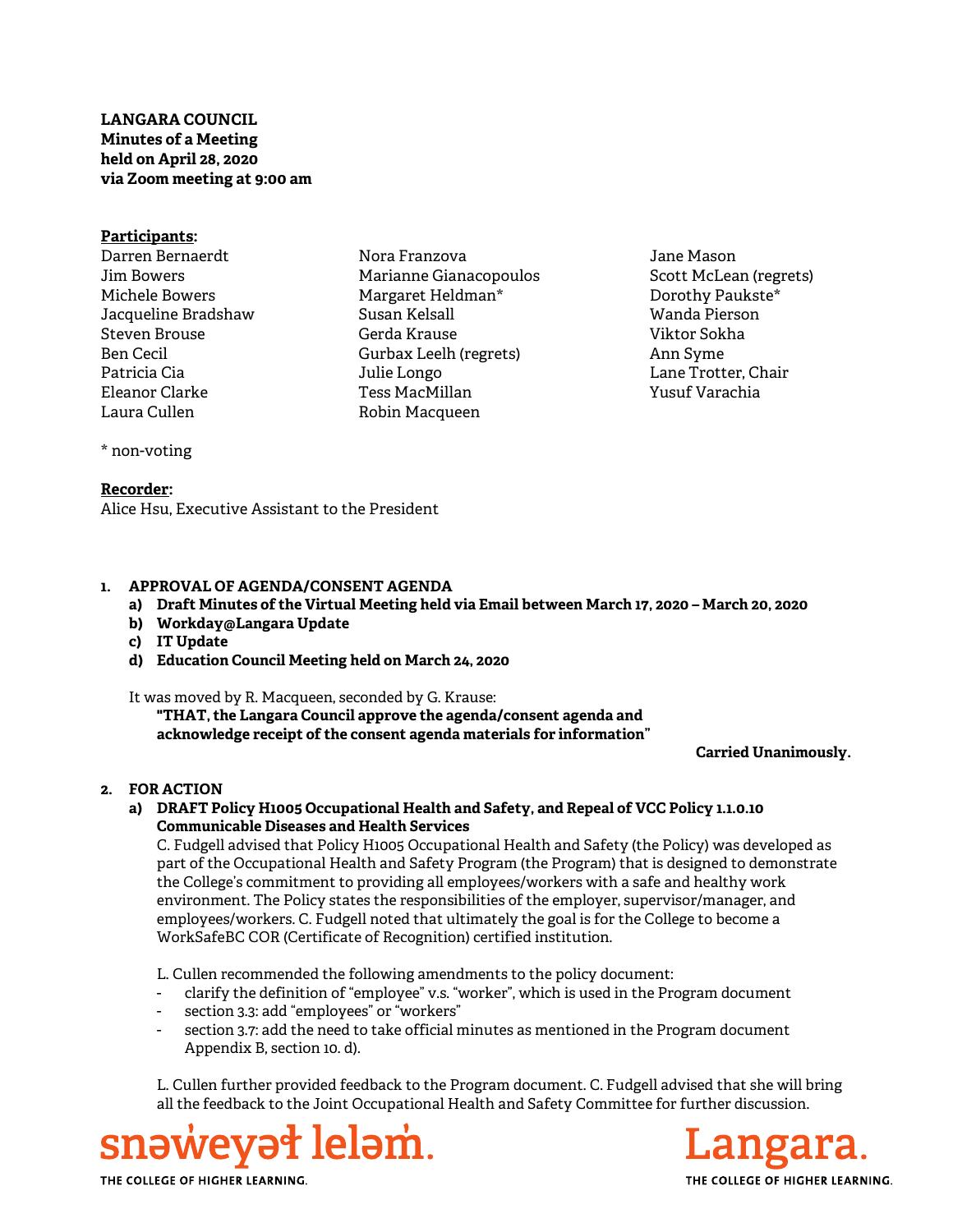**LANGARA COUNCIL**
**Minutes of a Meeting**
**held on April 28, 2020**
**via Zoom meeting at 9:00 am**

**Participants:**

Darren Bernaerdt
Jim Bowers
Michele Bowers
Jacqueline Bradshaw
Steven Brouse
Ben Cecil
Patricia Cia
Eleanor Clarke
Laura Cullen
Nora Franzova
Marianne Gianacopoulos
Margaret Heldman*
Susan Kelsall
Gerda Krause
Gurbax Leelh (regrets)
Julie Longo
Tess MacMillan
Robin Macqueen
Jane Mason
Scott McLean (regrets)
Dorothy Paukste*
Wanda Pierson
Viktor Sokha
Ann Syme
Lane Trotter, Chair
Yusuf Varachia

* non-voting

**Recorder:**
Alice Hsu, Executive Assistant to the President

1. **APPROVAL OF AGENDA/CONSENT AGENDA**
   a) **Draft Minutes of the Virtual Meeting held via Email between March 17, 2020 – March 20, 2020**
   b) **Workday@Langara Update**
   c) **IT Update**
   d) **Education Council Meeting held on March 24, 2020**

   It was moved by R. Macqueen, seconded by G. Krause:
   **"THAT, the Langara Council approve the agenda/consent agenda and acknowledge receipt of the consent agenda materials for information"**

   **Carried Unanimously.**

2. **FOR ACTION**
   a) **DRAFT Policy H1005 Occupational Health and Safety, and Repeal of VCC Policy 1.1.0.10 Communicable Diseases and Health Services**
   C. Fudgell advised that Policy H1005 Occupational Health and Safety (the Policy) was developed as part of the Occupational Health and Safety Program (the Program) that is designed to demonstrate the College's commitment to providing all employees/workers with a safe and healthy work environment. The Policy states the responsibilities of the employer, supervisor/manager, and employees/workers. C. Fudgell noted that ultimately the goal is for the College to become a WorkSafeBC COR (Certificate of Recognition) certified institution.

   L. Cullen recommended the following amendments to the policy document:
   - clarify the definition of "employee" v.s. "worker", which is used in the Program document
   - section 3.3: add "employees" or "workers"
   - section 3.7: add the need to take official minutes as mentioned in the Program document Appendix B, section 10. d).

   L. Cullen further provided feedback to the Program document. C. Fudgell advised that she will bring all the feedback to the Joint Occupational Health and Safety Committee for further discussion.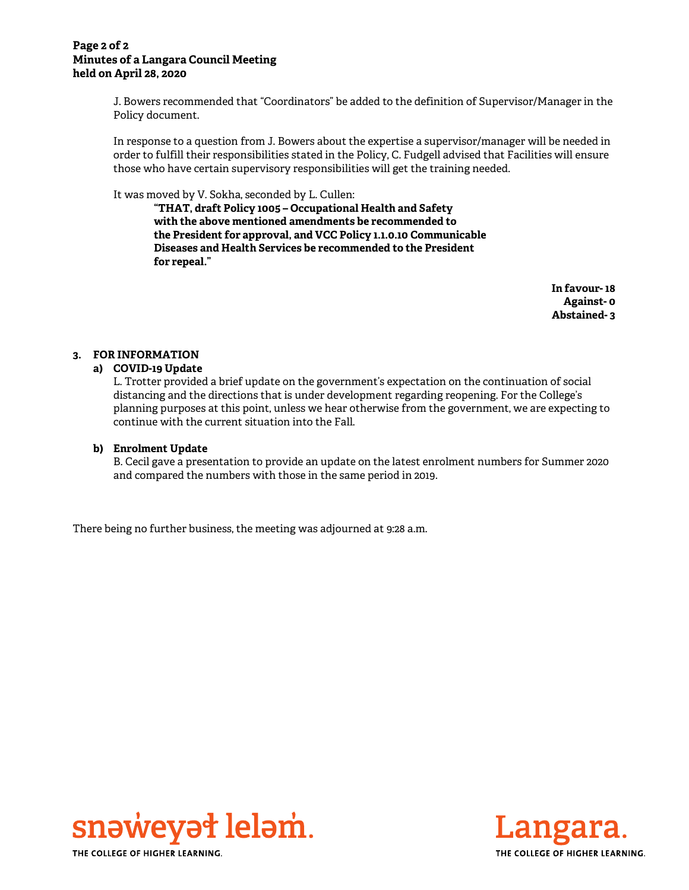J. Bowers recommended that "Coordinators" be added to the definition of Supervisor/Manager in the Policy document.

In response to a question from J. Bowers about the expertise a supervisor/manager will be needed in order to fulfill their responsibilities stated in the Policy, C. Fudgell advised that Facilities will ensure those who have certain supervisory responsibilities will get the training needed.

It was moved by V. Sokha, seconded by L. Cullen:

> **"THAT, draft Policy 1005 – Occupational Health and Safety with the above mentioned amendments be recommended to the President for approval, and VCC Policy 1.1.0.10 Communicable Diseases and Health Services be recommended to the President for repeal."**

**In favour- 18**
**Against- 0**
**Abstained- 3**

**3. FOR INFORMATION**

**a) COVID-19 Update**

L. Trotter provided a brief update on the government's expectation on the continuation of social distancing and the directions that is under development regarding reopening. For the College's planning purposes at this point, unless we hear otherwise from the government, we are expecting to continue with the current situation into the Fall.

**b) Enrolment Update**

B. Cecil gave a presentation to provide an update on the latest enrolment numbers for Summer 2020 and compared the numbers with those in the same period in 2019.

There being no further business, the meeting was adjourned at 9:28 a.m.